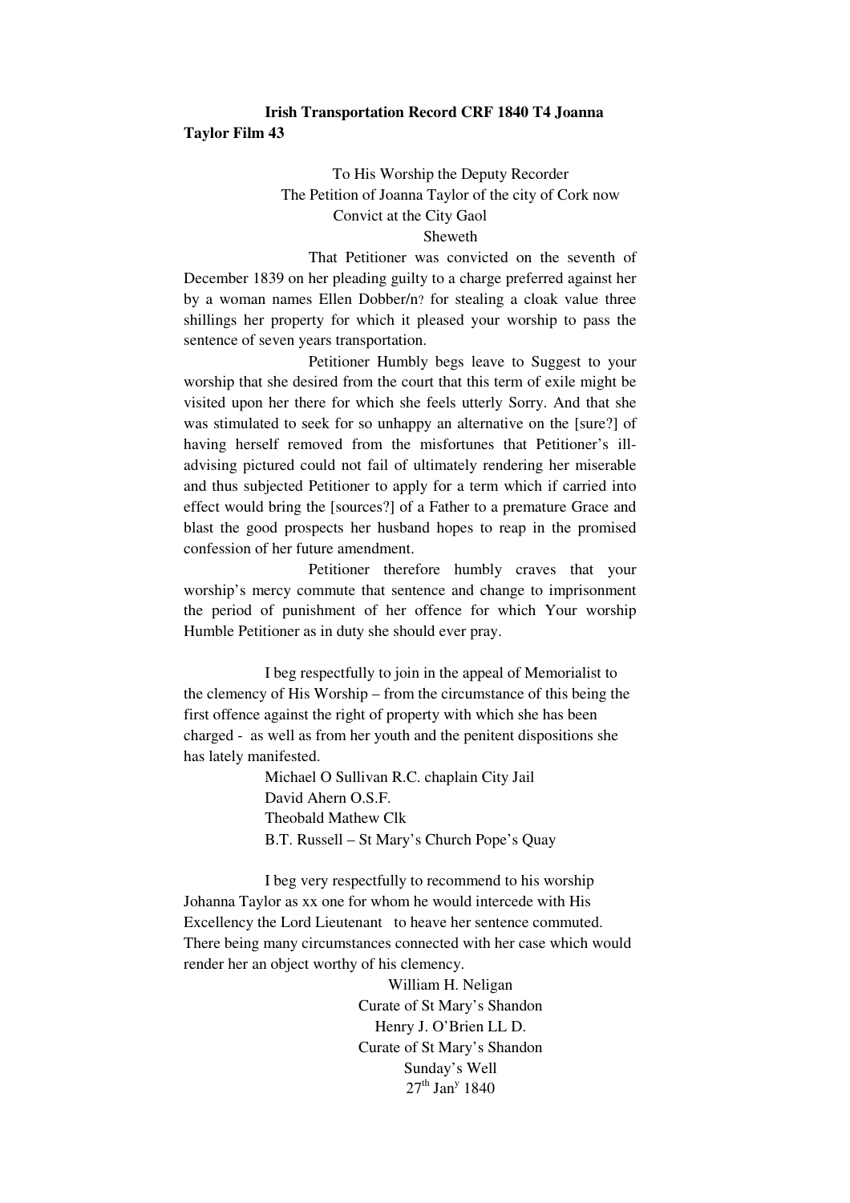**Irish Transportation Record CRF 1840 T4 Joanna Taylor Film 43**

To His Worship the Deputy Recorder
The Petition of Joanna Taylor of the city of Cork now
Convict at the City Gaol
Sheweth

That Petitioner was convicted on the seventh of December 1839 on her pleading guilty to a charge preferred against her by a woman names Ellen Dobber/n? for stealing a cloak value three shillings her property for which it pleased your worship to pass the sentence of seven years transportation.

Petitioner Humbly begs leave to Suggest to your worship that she desired from the court that this term of exile might be visited upon her there for which she feels utterly Sorry. And that she was stimulated to seek for so unhappy an alternative on the [sure?] of having herself removed from the misfortunes that Petitioner's ill-advising pictured could not fail of ultimately rendering her miserable and thus subjected Petitioner to apply for a term which if carried into effect would bring the [sources?] of a Father to a premature Grace and blast the good prospects her husband hopes to reap in the promised confession of her future amendment.

Petitioner therefore humbly craves that your worship's mercy commute that sentence and change to imprisonment the period of punishment of her offence for which Your worship Humble Petitioner as in duty she should ever pray.

I beg respectfully to join in the appeal of Memorialist to the clemency of His Worship – from the circumstance of this being the first offence against the right of property with which she has been charged - as well as from her youth and the penitent dispositions she has lately manifested.

Michael O Sullivan R.C. chaplain City Jail
David Ahern O.S.F.
Theobald Mathew Clk
B.T. Russell – St Mary's Church Pope's Quay

I beg very respectfully to recommend to his worship Johanna Taylor as xx one for whom he would intercede with His Excellency the Lord Lieutenant to heave her sentence commuted. There being many circumstances connected with her case which would render her an object worthy of his clemency.

William H. Neligan
Curate of St Mary's Shandon
Henry J. O'Brien LL D.
Curate of St Mary's Shandon
Sunday's Well
27th Jany 1840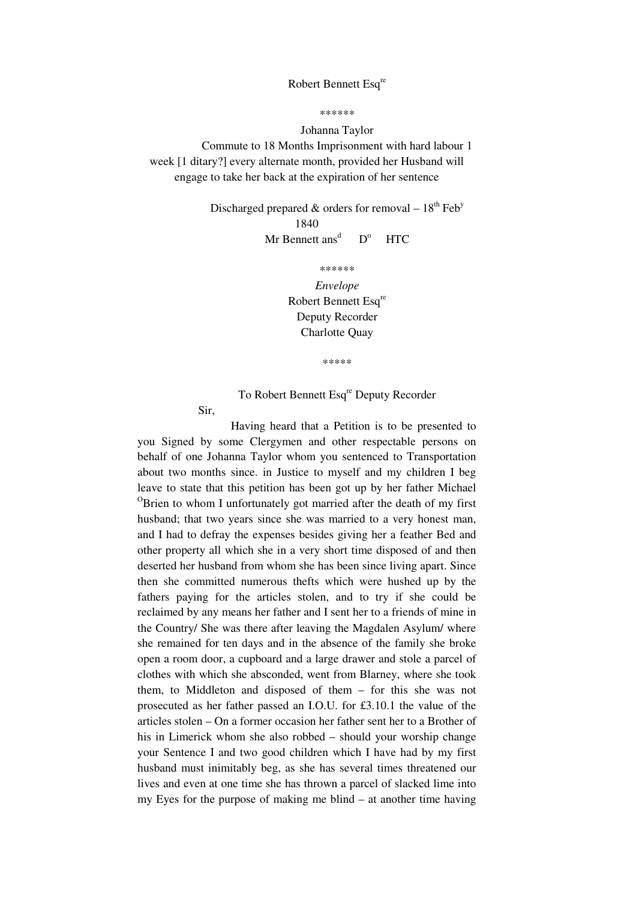Robert Bennett Esq[re]

\*\*\*\*\*\*

Johanna Taylor

Commute to 18 Months Imprisonment with hard labour 1 week [1 ditary?] every alternate month, provided her Husband will engage to take her back at the expiration of her sentence

Discharged prepared & orders for removal – 18[th] Feb[y] 1840

Mr Bennett ans[d] D[o] HTC

\*\*\*\*\*\*

*Envelope*

Robert Bennett Esq[re]
Deputy Recorder
Charlotte Quay

\*\*\*\*\*

To Robert Bennett Esq[re] Deputy Recorder

Sir,

Having heard that a Petition is to be presented to you Signed by some Clergymen and other respectable persons on behalf of one Johanna Taylor whom you sentenced to Transportation about two months since. in Justice to myself and my children I beg leave to state that this petition has been got up by her father Michael [O]Brien to whom I unfortunately got married after the death of my first husband; that two years since she was married to a very honest man, and I had to defray the expenses besides giving her a feather Bed and other property all which she in a very short time disposed of and then deserted her husband from whom she has been since living apart. Since then she committed numerous thefts which were hushed up by the fathers paying for the articles stolen, and to try if she could be reclaimed by any means her father and I sent her to a friends of mine in the Country/ She was there after leaving the Magdalen Asylum/ where she remained for ten days and in the absence of the family she broke open a room door, a cupboard and a large drawer and stole a parcel of clothes with which she absconded, went from Blarney, where she took them, to Middleton and disposed of them – for this she was not prosecuted as her father passed an I.O.U. for £3.10.1 the value of the articles stolen – On a former occasion her father sent her to a Brother of his in Limerick whom she also robbed – should your worship change your Sentence I and two good children which I have had by my first husband must inimitably beg, as she has several times threatened our lives and even at one time she has thrown a parcel of slacked lime into my Eyes for the purpose of making me blind – at another time having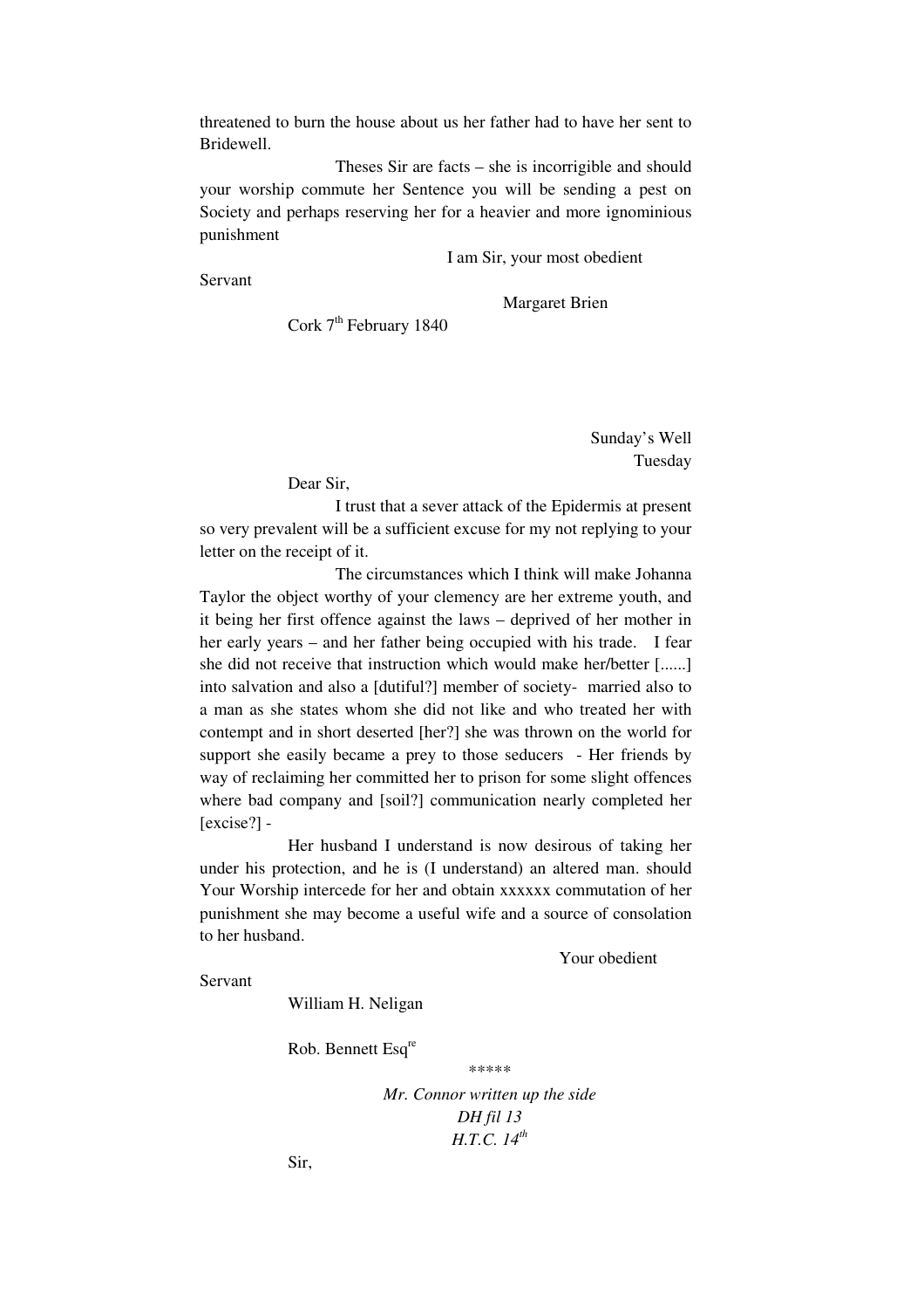threatened to burn the house about us her father had to have her sent to Bridewell.

Theses Sir are facts – she is incorrigible and should your worship commute her Sentence you will be sending a pest on Society and perhaps reserving her for a heavier and more ignominious punishment

I am Sir, your most obedient Servant

Margaret Brien

Cork 7th February 1840

Sunday's Well
Tuesday

Dear Sir,

I trust that a sever attack of the Epidermis at present so very prevalent will be a sufficient excuse for my not replying to your letter on the receipt of it.

The circumstances which I think will make Johanna Taylor the object worthy of your clemency are her extreme youth, and it being her first offence against the laws – deprived of her mother in her early years – and her father being occupied with his trade. I fear she did not receive that instruction which would make her/better [......] into salvation and also a [dutiful?] member of society- married also to a man as she states whom she did not like and who treated her with contempt and in short deserted [her?] she was thrown on the world for support she easily became a prey to those seducers - Her friends by way of reclaiming her committed her to prison for some slight offences where bad company and [soil?] communication nearly completed her [excise?] -

Her husband I understand is now desirous of taking her under his protection, and he is (I understand) an altered man. should Your Worship intercede for her and obtain xxxxxx commutation of her punishment she may become a useful wife and a source of consolation to her husband.

Your obedient Servant

William H. Neligan

Rob. Bennett Esqre

\*\*\*\*\*

*Mr. Connor written up the side*
*DH fil 13*
*H.T.C. 14th*

Sir,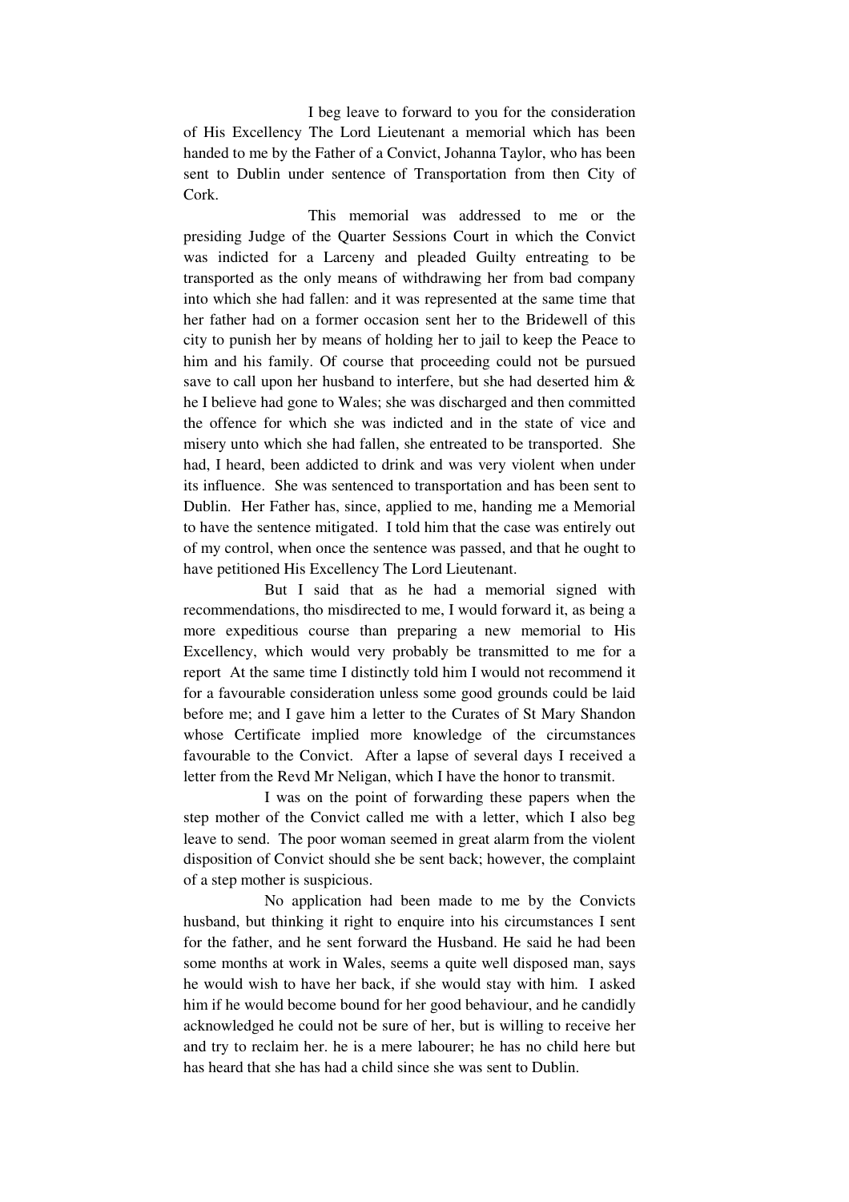I beg leave to forward to you for the consideration of His Excellency The Lord Lieutenant a memorial which has been handed to me by the Father of a Convict, Johanna Taylor, who has been sent to Dublin under sentence of Transportation from then City of Cork.

This memorial was addressed to me or the presiding Judge of the Quarter Sessions Court in which the Convict was indicted for a Larceny and pleaded Guilty entreating to be transported as the only means of withdrawing her from bad company into which she had fallen: and it was represented at the same time that her father had on a former occasion sent her to the Bridewell of this city to punish her by means of holding her to jail to keep the Peace to him and his family. Of course that proceeding could not be pursued save to call upon her husband to interfere, but she had deserted him & he I believe had gone to Wales; she was discharged and then committed the offence for which she was indicted and in the state of vice and misery unto which she had fallen, she entreated to be transported. She had, I heard, been addicted to drink and was very violent when under its influence. She was sentenced to transportation and has been sent to Dublin. Her Father has, since, applied to me, handing me a Memorial to have the sentence mitigated. I told him that the case was entirely out of my control, when once the sentence was passed, and that he ought to have petitioned His Excellency The Lord Lieutenant.

But I said that as he had a memorial signed with recommendations, tho misdirected to me, I would forward it, as being a more expeditious course than preparing a new memorial to His Excellency, which would very probably be transmitted to me for a report At the same time I distinctly told him I would not recommend it for a favourable consideration unless some good grounds could be laid before me; and I gave him a letter to the Curates of St Mary Shandon whose Certificate implied more knowledge of the circumstances favourable to the Convict. After a lapse of several days I received a letter from the Revd Mr Neligan, which I have the honor to transmit.

I was on the point of forwarding these papers when the step mother of the Convict called me with a letter, which I also beg leave to send. The poor woman seemed in great alarm from the violent disposition of Convict should she be sent back; however, the complaint of a step mother is suspicious.

No application had been made to me by the Convicts husband, but thinking it right to enquire into his circumstances I sent for the father, and he sent forward the Husband. He said he had been some months at work in Wales, seems a quite well disposed man, says he would wish to have her back, if she would stay with him. I asked him if he would become bound for her good behaviour, and he candidly acknowledged he could not be sure of her, but is willing to receive her and try to reclaim her. he is a mere labourer; he has no child here but has heard that she has had a child since she was sent to Dublin.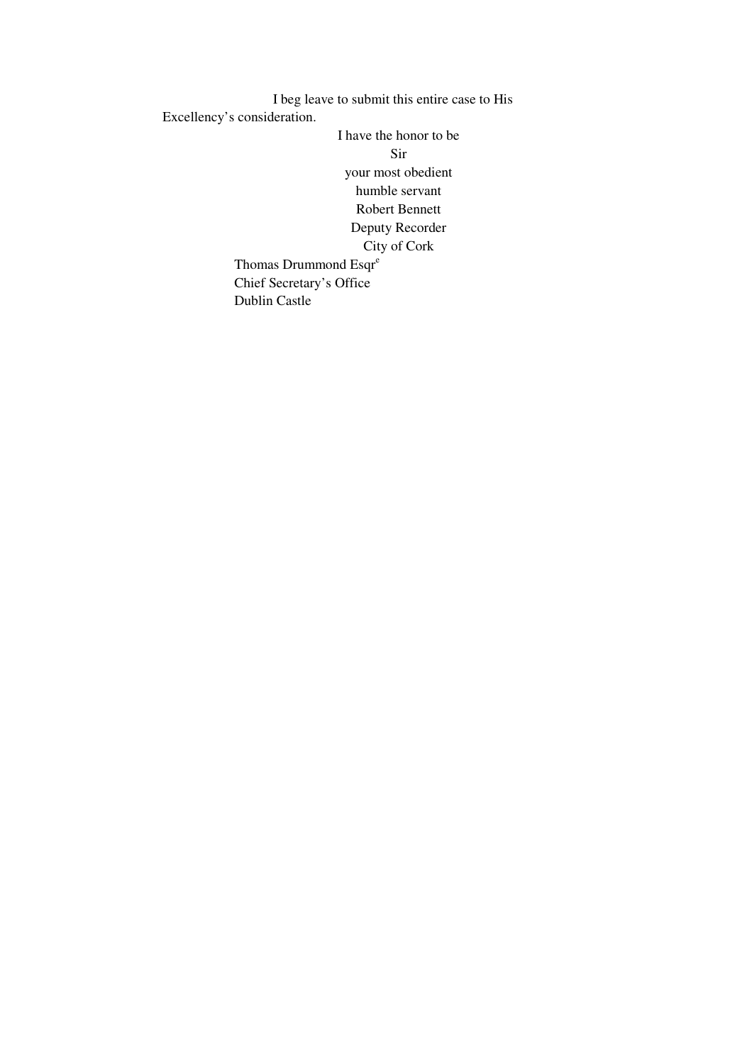I beg leave to submit this entire case to His Excellency's consideration.

I have the honor to be
Sir
your most obedient
humble servant
Robert Bennett
Deputy Recorder
City of Cork

Thomas Drummond Esqr[e]
Chief Secretary's Office
Dublin Castle